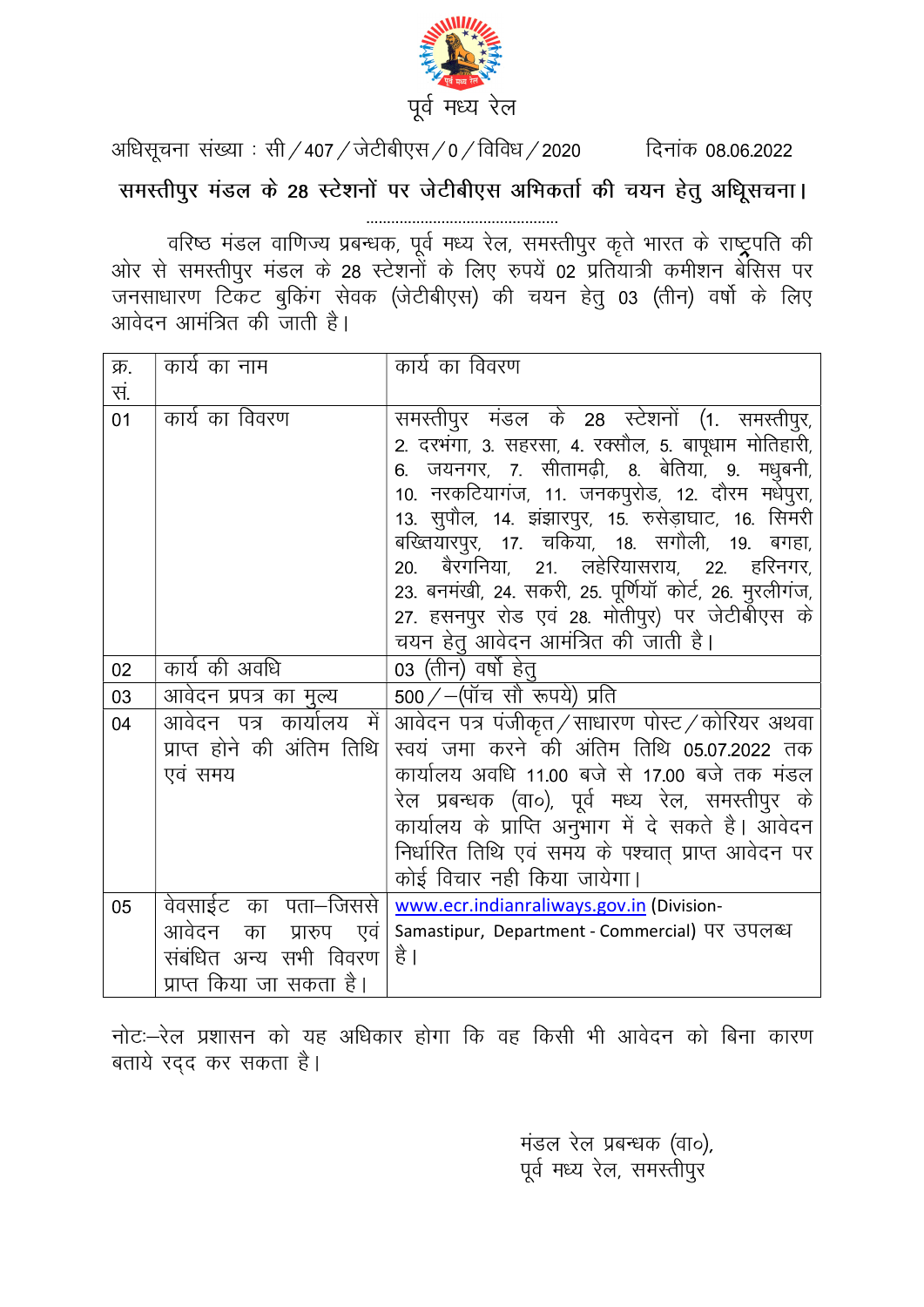पूर्व मध्य रेल

अधिसूचना संख्या : सी/407/जेटीबीएस/0/विविध/2020 दिनांक 08.06.2022

## समस्तीपुर मंडल के 28 स्टेशनों पर जेटीबीएस अभिकर्ता की चयन हेतु अधिसूचना।

वरिष्ठ मंडल वाणिज्य प्रबन्धक, पूर्व मध्य रेल, समस्तीपुर कृते भारत के राष्ट्रपति की ओर से समस्तीपुर मंडल के 28 स्टेशनों के लिए रुपयें 02 प्रतियात्री कमीशन बेसिस पर जनसाधारण टिकट बुकिंग सेवक (जेटीबीएस) की चयन हेतु 03 (तीन) वर्षो के लिए आवेदन आमंत्रित की जाती है।

| क्र. सं. | कार्य का नाम | कार्य का विवरण |
|---|---|---|
| 01 | कार्य का विवरण | समस्तीपुर मंडल के 28 स्टेशनों (1. समस्तीपुर, 2. दरभंगा, 3. सहरसा, 4. रक्सौल, 5. बापूधाम मोतिहारी, 6. जयनगर, 7. सीतामढ़ी, 8. बेतिया, 9. मधुबनी, 10. नरकटियागंज, 11. जनकपुरोड, 12. दौरम मधेपुरा, 13. सुपौल, 14. झंझारपुर, 15. रुसेड़ाघाट, 16. सिमरी बख्तियारपुर, 17. चकिया, 18. सगौली, 19. बगहा, 20. बैरगनिया, 21. लहेरियासराय, 22. हरिनगर, 23. बनमंखी, 24. सकरी, 25. पूर्णियॉ कोर्ट, 26. मुरलीगंज, 27. हसनपुर रोड एवं 28. मोतीपुर) पर जेटीबीएस के चयन हेतु आवेदन आमंत्रित की जाती है। |
| 02 | कार्य की अवधि | 03 (तीन) वर्षो हेतु |
| 03 | आवेदन प्रपत्र का मुल्य | 500/-(पॉच सौ रूपये) प्रति |
| 04 | आवेदन पत्र कार्यालय में प्राप्त होने की अंतिम तिथि एवं समय | आवेदन पत्र पंजीकृत/साधारण पोस्ट/कोरियर अथवा स्वयं जमा करने की अंतिम तिथि 05.07.2022 तक कार्यालय अवधि 11.00 बजे से 17.00 बजे तक मंडल रेल प्रबन्धक (वा०), पूर्व मध्य रेल, समस्तीपुर के कार्यालय के प्राप्ति अनुभाग में दे सकते है। आवेदन निर्धारित तिथि एवं समय के पश्चात् प्राप्त आवेदन पर कोई विचार नही किया जायेगा। |
| 05 | वेवसाईट का पता-जिससे आवेदन का प्रारुप एवं संबंधित अन्य सभी विवरण प्राप्त किया जा सकता है। | www.ecr.indianraliways.gov.in (Division-Samastipur, Department - Commercial) पर उपलब्ध है। |

नोटः-रेल प्रशासन को यह अधिकार होगा कि वह किसी भी आवेदन को बिना कारण बताये रद्द कर सकता है।

मंडल रेल प्रबन्धक (वा०),
पूर्व मध्य रेल, समस्तीपुर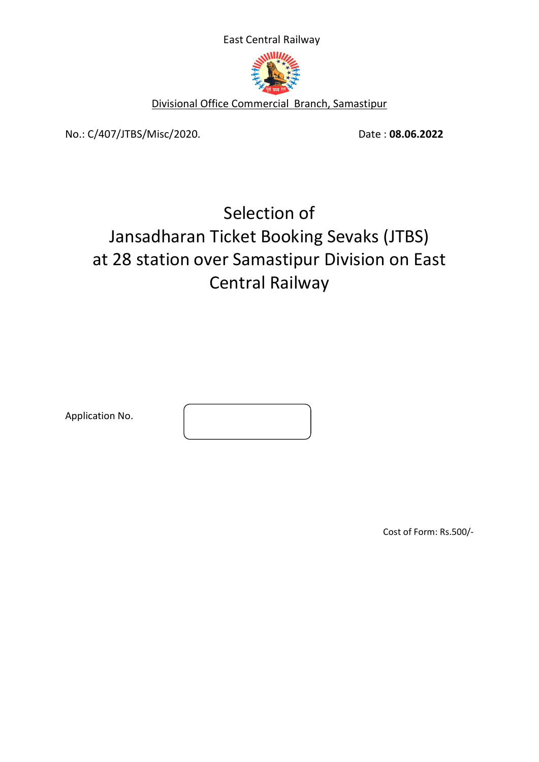East Central Railway

Divisional Office Commercial Branch, Samastipur

No.: C/407/JTBS/Misc/2020. Date : **08.06.2022**

# Selection of Jansadharan Ticket Booking Sevaks (JTBS) at 28 station over Samastipur Division on East Central Railway

Application No.

Cost of Form: Rs.500/-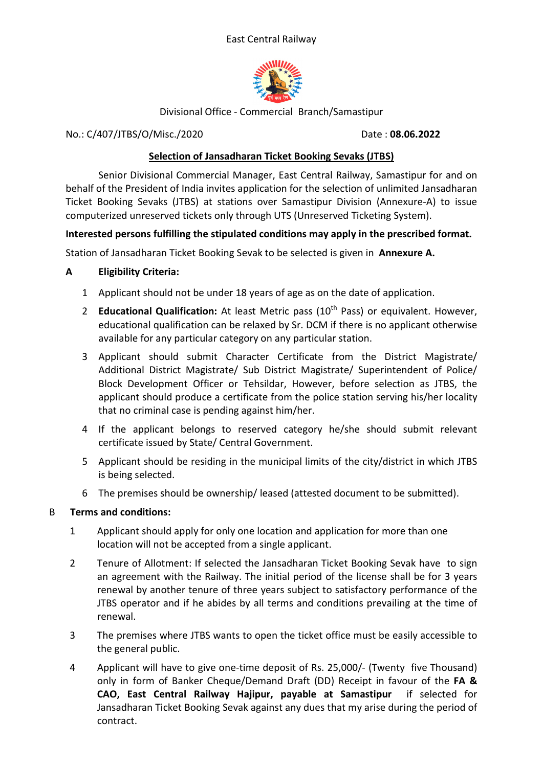East Central Railway

Divisional Office - Commercial Branch/Samastipur

No.: C/407/JTBS/O/Misc./2020 Date : **08.06.2022**

## Selection of Jansadharan Ticket Booking Sevaks (JTBS)

Senior Divisional Commercial Manager, East Central Railway, Samastipur for and on behalf of the President of India invites application for the selection of unlimited Jansadharan Ticket Booking Sevaks (JTBS) at stations over Samastipur Division (Annexure-A) to issue computerized unreserved tickets only through UTS (Unreserved Ticketing System).

**Interested persons fulfilling the stipulated conditions may apply in the prescribed format.**

Station of Jansadharan Ticket Booking Sevak to be selected is given in **Annexure A.**

**A Eligibility Criteria:**

1. Applicant should not be under 18 years of age as on the date of application.
2. **Educational Qualification:** At least Metric pass (10th Pass) or equivalent. However, educational qualification can be relaxed by Sr. DCM if there is no applicant otherwise available for any particular category on any particular station.
3. Applicant should submit Character Certificate from the District Magistrate/ Additional District Magistrate/ Sub District Magistrate/ Superintendent of Police/ Block Development Officer or Tehsildar, However, before selection as JTBS, the applicant should produce a certificate from the police station serving his/her locality that no criminal case is pending against him/her.
4. If the applicant belongs to reserved category he/she should submit relevant certificate issued by State/ Central Government.
5. Applicant should be residing in the municipal limits of the city/district in which JTBS is being selected.
6. The premises should be ownership/ leased (attested document to be submitted).

**B Terms and conditions:**

1. Applicant should apply for only one location and application for more than one location will not be accepted from a single applicant.
2. Tenure of Allotment: If selected the Jansadharan Ticket Booking Sevak have to sign an agreement with the Railway. The initial period of the license shall be for 3 years renewal by another tenure of three years subject to satisfactory performance of the JTBS operator and if he abides by all terms and conditions prevailing at the time of renewal.
3. The premises where JTBS wants to open the ticket office must be easily accessible to the general public.
4. Applicant will have to give one-time deposit of Rs. 25,000/- (Twenty five Thousand) only in form of Banker Cheque/Demand Draft (DD) Receipt in favour of the **FA & CAO, East Central Railway Hajipur, payable at Samastipur** if selected for Jansadharan Ticket Booking Sevak against any dues that my arise during the period of contract.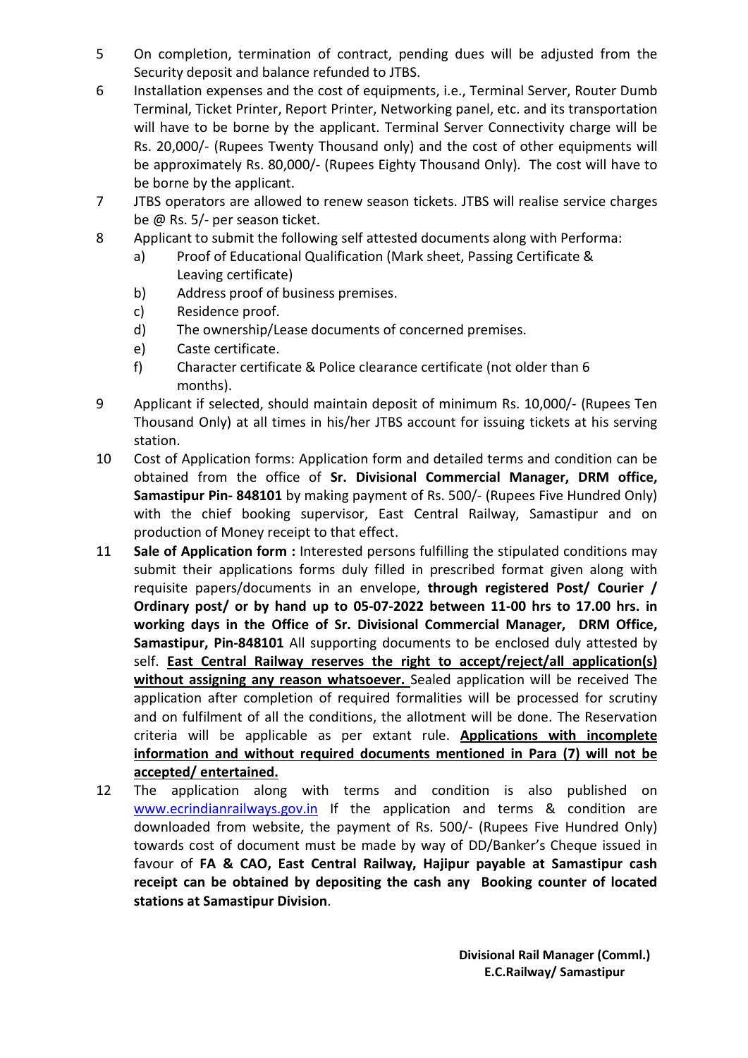5 On completion, termination of contract, pending dues will be adjusted from the Security deposit and balance refunded to JTBS.

6 Installation expenses and the cost of equipments, i.e., Terminal Server, Router Dumb Terminal, Ticket Printer, Report Printer, Networking panel, etc. and its transportation will have to be borne by the applicant. Terminal Server Connectivity charge will be Rs. 20,000/- (Rupees Twenty Thousand only) and the cost of other equipments will be approximately Rs. 80,000/- (Rupees Eighty Thousand Only). The cost will have to be borne by the applicant.

7 JTBS operators are allowed to renew season tickets. JTBS will realise service charges be @ Rs. 5/- per season ticket.

8 Applicant to submit the following self attested documents along with Performa:
   a) Proof of Educational Qualification (Mark sheet, Passing Certificate & Leaving certificate)
   b) Address proof of business premises.
   c) Residence proof.
   d) The ownership/Lease documents of concerned premises.
   e) Caste certificate.
   f) Character certificate & Police clearance certificate (not older than 6 months).

9 Applicant if selected, should maintain deposit of minimum Rs. 10,000/- (Rupees Ten Thousand Only) at all times in his/her JTBS account for issuing tickets at his serving station.

10 Cost of Application forms: Application form and detailed terms and condition can be obtained from the office of **Sr. Divisional Commercial Manager, DRM office, Samastipur Pin- 848101** by making payment of Rs. 500/- (Rupees Five Hundred Only) with the chief booking supervisor, East Central Railway, Samastipur and on production of Money receipt to that effect.

11 **Sale of Application form :** Interested persons fulfilling the stipulated conditions may submit their applications forms duly filled in prescribed format given along with requisite papers/documents in an envelope, **through registered Post/ Courier / Ordinary post/ or by hand up to 05-07-2022 between 11-00 hrs to 17.00 hrs. in working days in the Office of Sr. Divisional Commercial Manager, DRM Office, Samastipur, Pin-848101** All supporting documents to be enclosed duly attested by self. <u>**East Central Railway reserves the right to accept/reject/all application(s) without assigning any reason whatsoever.**</u> Sealed application will be received The application after completion of required formalities will be processed for scrutiny and on fulfilment of all the conditions, the allotment will be done. The Reservation criteria will be applicable as per extant rule. <u>**Applications with incomplete information and without required documents mentioned in Para (7) will not be accepted/ entertained.**</u>

12 The application along with terms and condition is also published on www.ecrindianrailways.gov.in If the application and terms & condition are downloaded from website, the payment of Rs. 500/- (Rupees Five Hundred Only) towards cost of document must be made by way of DD/Banker's Cheque issued in favour of **FA & CAO, East Central Railway, Hajipur payable at Samastipur cash receipt can be obtained by depositing the cash any Booking counter of located stations at Samastipur Division**.

**Divisional Rail Manager (Comml.)**
**E.C.Railway/ Samastipur**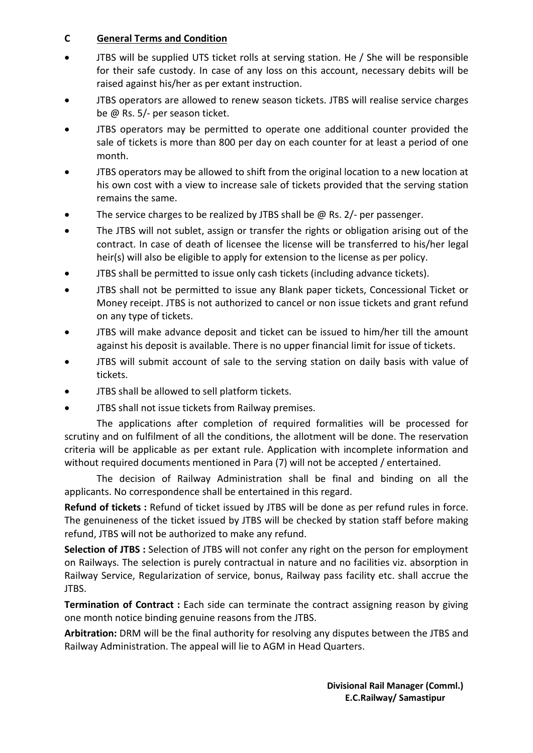## C General Terms and Condition

- JTBS will be supplied UTS ticket rolls at serving station. He / She will be responsible for their safe custody. In case of any loss on this account, necessary debits will be raised against his/her as per extant instruction.
- JTBS operators are allowed to renew season tickets. JTBS will realise service charges be @ Rs. 5/- per season ticket.
- JTBS operators may be permitted to operate one additional counter provided the sale of tickets is more than 800 per day on each counter for at least a period of one month.
- JTBS operators may be allowed to shift from the original location to a new location at his own cost with a view to increase sale of tickets provided that the serving station remains the same.
- The service charges to be realized by JTBS shall be @ Rs. 2/- per passenger.
- The JTBS will not sublet, assign or transfer the rights or obligation arising out of the contract. In case of death of licensee the license will be transferred to his/her legal heir(s) will also be eligible to apply for extension to the license as per policy.
- JTBS shall be permitted to issue only cash tickets (including advance tickets).
- JTBS shall not be permitted to issue any Blank paper tickets, Concessional Ticket or Money receipt. JTBS is not authorized to cancel or non issue tickets and grant refund on any type of tickets.
- JTBS will make advance deposit and ticket can be issued to him/her till the amount against his deposit is available. There is no upper financial limit for issue of tickets.
- JTBS will submit account of sale to the serving station on daily basis with value of tickets.
- JTBS shall be allowed to sell platform tickets.
- JTBS shall not issue tickets from Railway premises.

The applications after completion of required formalities will be processed for scrutiny and on fulfilment of all the conditions, the allotment will be done. The reservation criteria will be applicable as per extant rule. Application with incomplete information and without required documents mentioned in Para (7) will not be accepted / entertained.

The decision of Railway Administration shall be final and binding on all the applicants. No correspondence shall be entertained in this regard.

**Refund of tickets :** Refund of ticket issued by JTBS will be done as per refund rules in force. The genuineness of the ticket issued by JTBS will be checked by station staff before making refund, JTBS will not be authorized to make any refund.

**Selection of JTBS :** Selection of JTBS will not confer any right on the person for employment on Railways. The selection is purely contractual in nature and no facilities viz. absorption in Railway Service, Regularization of service, bonus, Railway pass facility etc. shall accrue the JTBS.

**Termination of Contract :** Each side can terminate the contract assigning reason by giving one month notice binding genuine reasons from the JTBS.

**Arbitration:** DRM will be the final authority for resolving any disputes between the JTBS and Railway Administration. The appeal will lie to AGM in Head Quarters.

**Divisional Rail Manager (Comml.)**
**E.C.Railway/ Samastipur**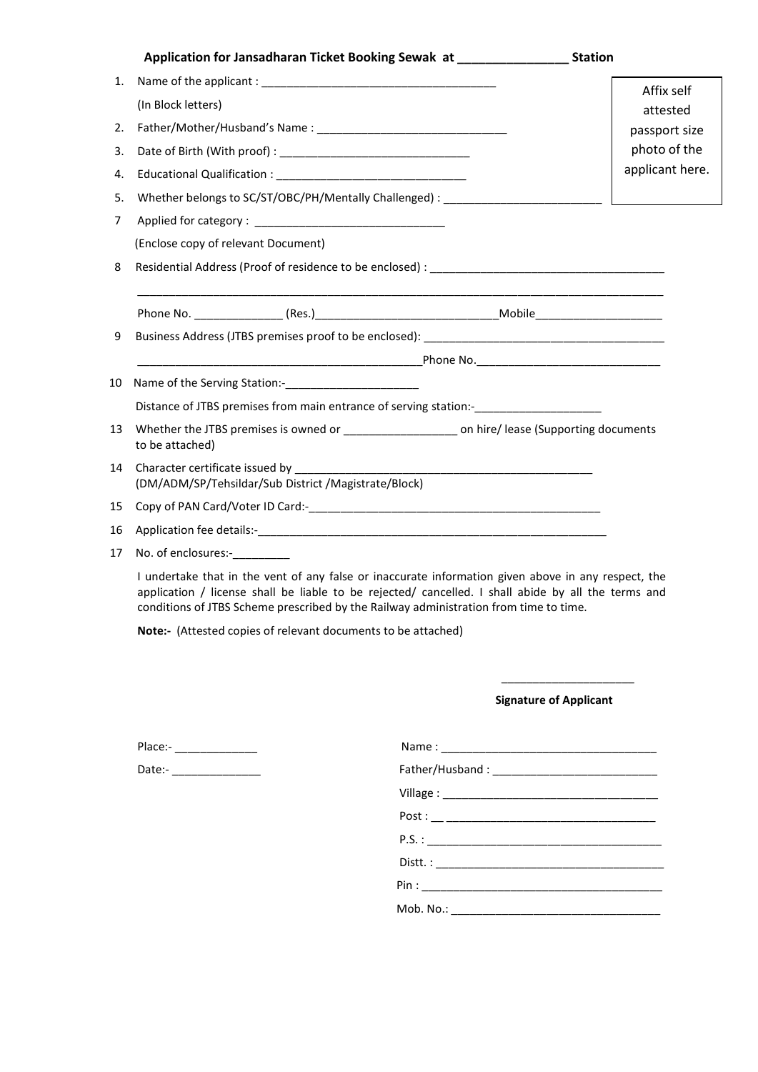## Application for Jansadharan Ticket Booking Sewak at ________________ Station

Affix self attested passport size photo of the applicant here.

1. Name of the applicant : ______________________________________
   (In Block letters)
2. Father/Mother/Husband's Name : ______________________________
3. Date of Birth (With proof) : ______________________________
4. Educational Qualification : ______________________________
5. Whether belongs to SC/ST/OBC/PH/Mentally Challenged) : _________________________

7 Applied for category : ______________________________
(Enclose copy of relevant Document)

8 Residential Address (Proof of residence to be enclosed) : _____________________________________
_____________________________________________________________________________________
Phone No. ______________ (Res.)____________________________Mobile____________________

9 Business Address (JTBS premises proof to be enclosed): _______________________________________
______________________________________________Phone No.______________________________

10 Name of the Serving Station:-_____________________
Distance of JTBS premises from main entrance of serving station:-____________________

13 Whether the JTBS premises is owned or _________________ on hire/ lease (Supporting documents to be attached)

14 Character certificate issued by ________________________________________________
(DM/ADM/SP/Tehsildar/Sub District /Magistrate/Block)

15 Copy of PAN Card/Voter ID Card:-_______________________________________________

16 Application fee details:-_________________________________________________________

17 No. of enclosures:-_________

I undertake that in the vent of any false or inaccurate information given above in any respect, the application / license shall be liable to be rejected/ cancelled. I shall abide by all the terms and conditions of JTBS Scheme prescribed by the Railway administration from time to time.

**Note:-** (Attested copies of relevant documents to be attached)

_____________________
**Signature of Applicant**

Place:- _____________

Date:- ______________

Name : __________________________________

Father/Husband : __________________________

Village : __________________________________

Post : __ _________________________________

P.S. : _____________________________________

Distt. : ____________________________________

Pin : ______________________________________

Mob. No.: _________________________________